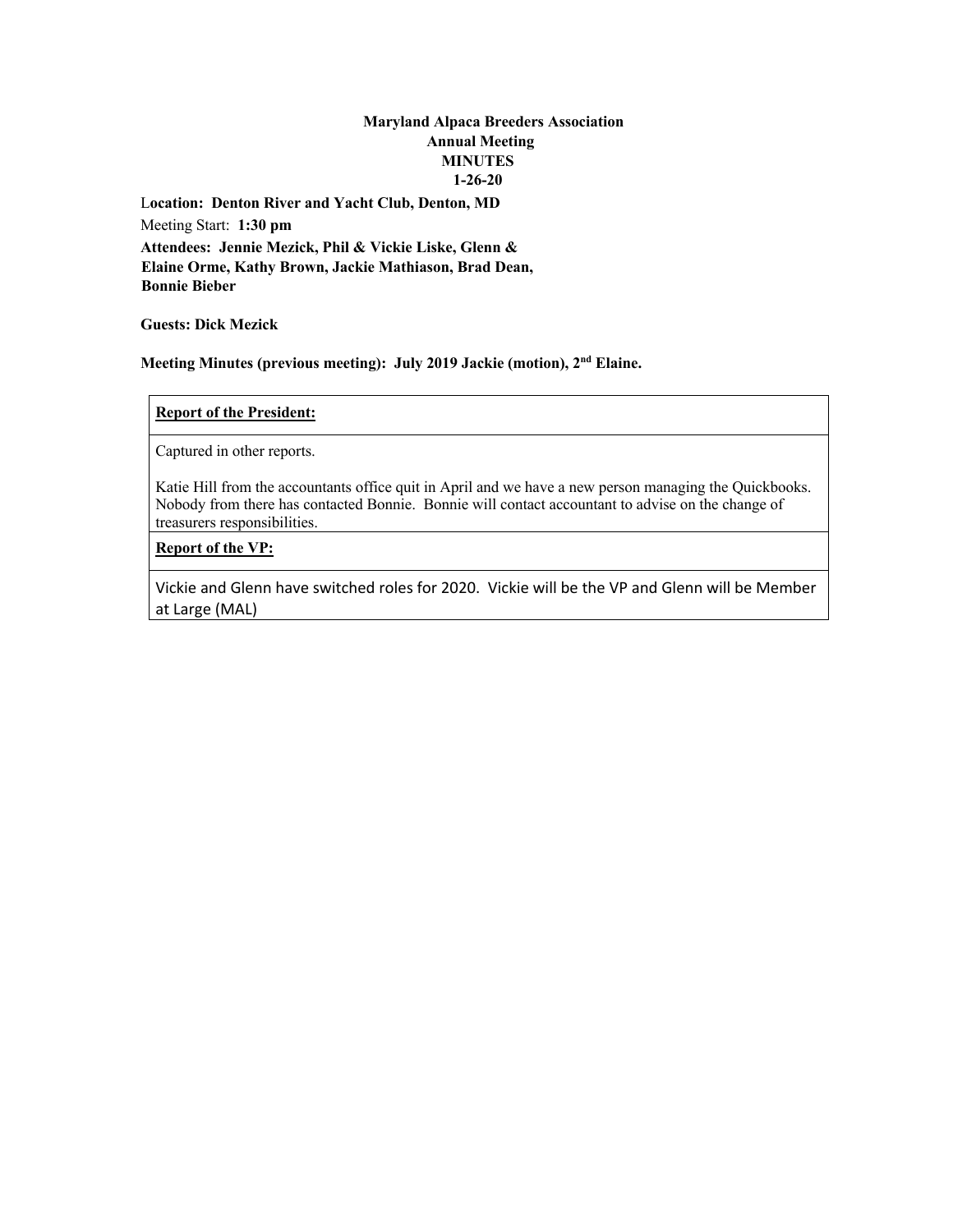**Maryland Alpaca Breeders Association**
**Annual Meeting**
**MINUTES**
**1-26-20**

L**ocation: Denton River and Yacht Club, Denton, MD**

Meeting Start: **1:30 pm**

**Attendees: Jennie Mezick, Phil & Vickie Liske, Glenn & Elaine Orme, Kathy Brown, Jackie Mathiason, Brad Dean, Bonnie Bieber**

**Guests: Dick Mezick**

**Meeting Minutes (previous meeting): July 2019 Jackie (motion), 2nd Elaine.**

| **Report of the President:** |
|---|
| Captured in other reports.<br><br>Katie Hill from the accountants office quit in April and we have a new person managing the Quickbooks. Nobody from there has contacted Bonnie. Bonnie will contact accountant to advise on the change of treasurers responsibilities. |
| **Report of the VP:** |
| Vickie and Glenn have switched roles for 2020. Vickie will be the VP and Glenn will be Member at Large (MAL) |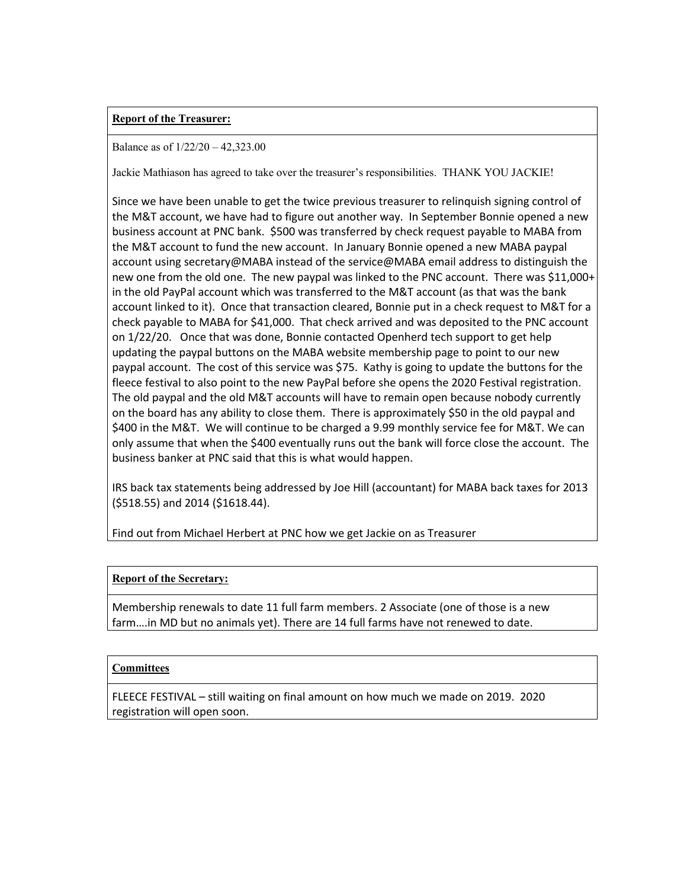**Report of the Treasurer:**

Balance as of 1/22/20 – 42,323.00

Jackie Mathiason has agreed to take over the treasurer's responsibilities. THANK YOU JACKIE!

Since we have been unable to get the twice previous treasurer to relinquish signing control of the M&T account, we have had to figure out another way. In September Bonnie opened a new business account at PNC bank. $500 was transferred by check request payable to MABA from the M&T account to fund the new account. In January Bonnie opened a new MABA paypal account using secretary@MABA instead of the service@MABA email address to distinguish the new one from the old one. The new paypal was linked to the PNC account. There was $11,000+ in the old PayPal account which was transferred to the M&T account (as that was the bank account linked to it). Once that transaction cleared, Bonnie put in a check request to M&T for a check payable to MABA for $41,000. That check arrived and was deposited to the PNC account on 1/22/20. Once that was done, Bonnie contacted Openherd tech support to get help updating the paypal buttons on the MABA website membership page to point to our new paypal account. The cost of this service was $75. Kathy is going to update the buttons for the fleece festival to also point to the new PayPal before she opens the 2020 Festival registration. The old paypal and the old M&T accounts will have to remain open because nobody currently on the board has any ability to close them. There is approximately $50 in the old paypal and $400 in the M&T. We will continue to be charged a 9.99 monthly service fee for M&T. We can only assume that when the $400 eventually runs out the bank will force close the account. The business banker at PNC said that this is what would happen.

IRS back tax statements being addressed by Joe Hill (accountant) for MABA back taxes for 2013 ($518.55) and 2014 ($1618.44).

Find out from Michael Herbert at PNC how we get Jackie on as Treasurer

**Report of the Secretary:**

Membership renewals to date 11 full farm members. 2 Associate (one of those is a new farm….in MD but no animals yet). There are 14 full farms have not renewed to date.

**Committees**

FLEECE FESTIVAL – still waiting on final amount on how much we made on 2019. 2020 registration will open soon.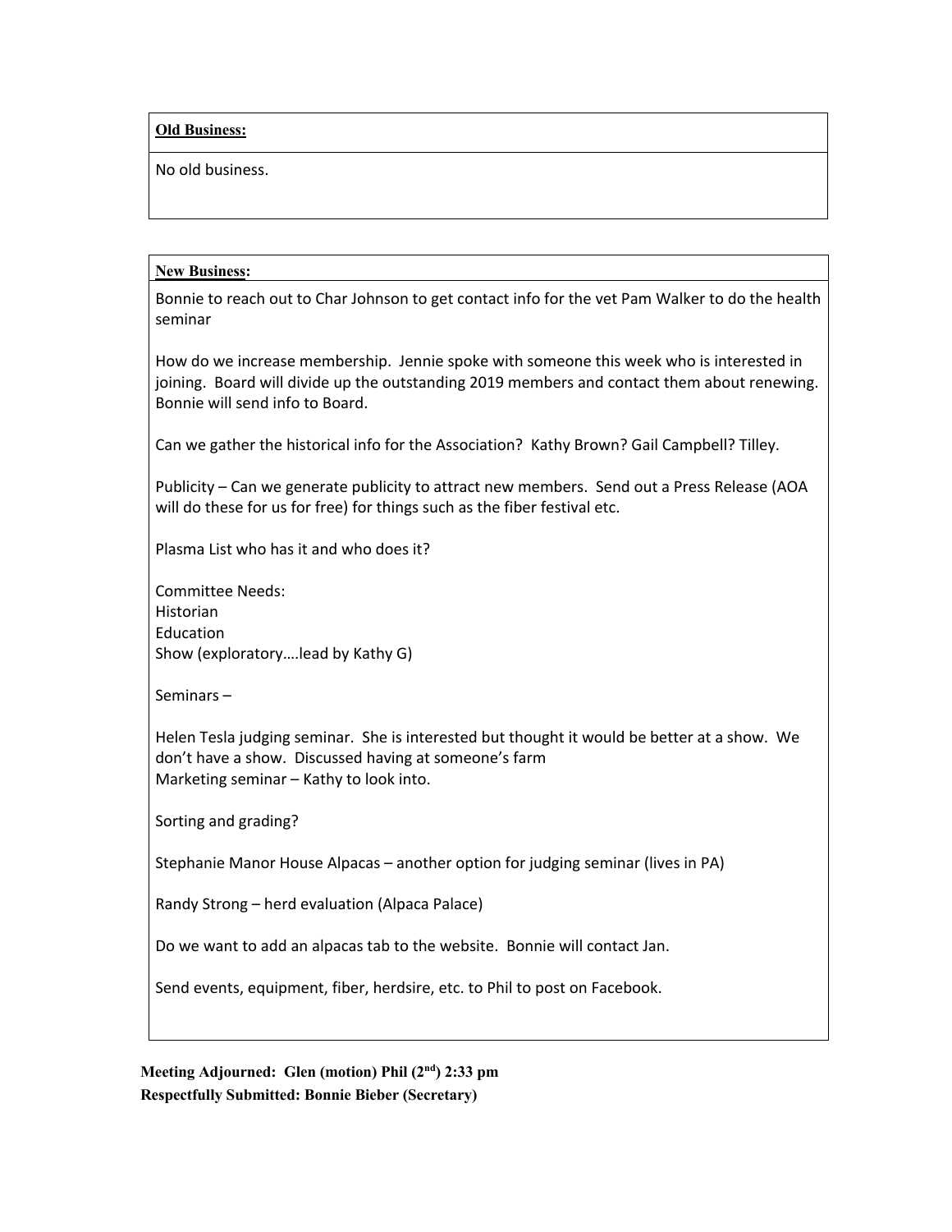**Old Business:**

No old business.

**New Business:**

Bonnie to reach out to Char Johnson to get contact info for the vet Pam Walker to do the health seminar

How do we increase membership. Jennie spoke with someone this week who is interested in joining. Board will divide up the outstanding 2019 members and contact them about renewing. Bonnie will send info to Board.

Can we gather the historical info for the Association? Kathy Brown? Gail Campbell? Tilley.

Publicity – Can we generate publicity to attract new members. Send out a Press Release (AOA will do these for us for free) for things such as the fiber festival etc.

Plasma List who has it and who does it?

Committee Needs:
Historian
Education
Show (exploratory….lead by Kathy G)

Seminars –

Helen Tesla judging seminar. She is interested but thought it would be better at a show. We don't have a show. Discussed having at someone's farm
Marketing seminar – Kathy to look into.

Sorting and grading?

Stephanie Manor House Alpacas – another option for judging seminar (lives in PA)

Randy Strong – herd evaluation (Alpaca Palace)

Do we want to add an alpacas tab to the website. Bonnie will contact Jan.

Send events, equipment, fiber, herdsire, etc. to Phil to post on Facebook.

**Meeting Adjourned: Glen (motion) Phil (2nd) 2:33 pm**
**Respectfully Submitted: Bonnie Bieber (Secretary)**